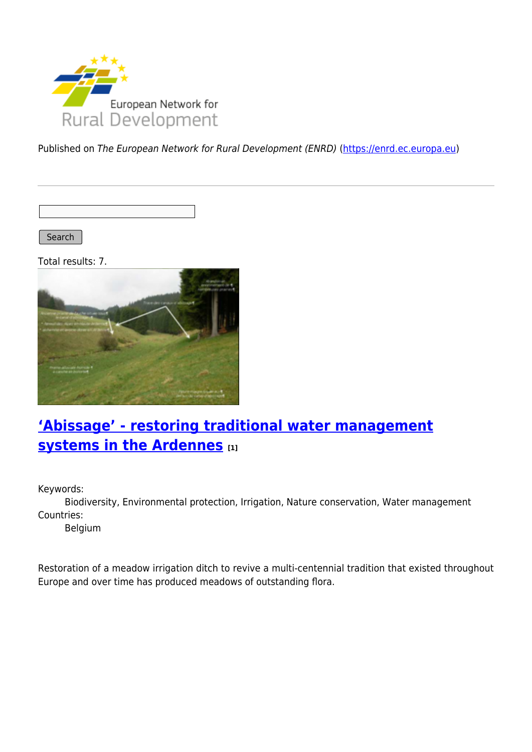Published on *The European Network for Rural Development (ENRD)* (https://enrd.ec.europa.eu)

Search

Total results: 7.

## ['Abissage' - restoring traditional water management systems in the Ardennes [1]]

Keywords:
  Biodiversity, Environmental protection, Irrigation, Nature conservation, Water management

Countries:
  Belgium

Restoration of a meadow irrigation ditch to revive a multi-centennial tradition that existed throughout Europe and over time has produced meadows of outstanding flora.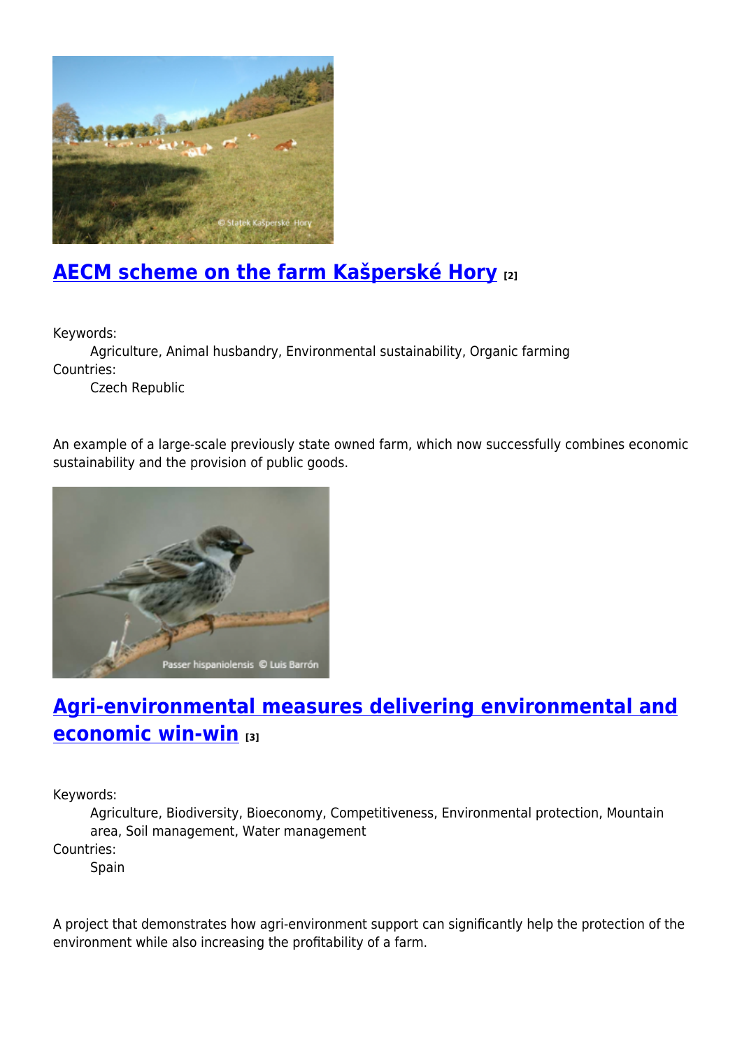## AECM scheme on the farm Kašperské Hory [2]

Keywords:
    Agriculture, Animal husbandry, Environmental sustainability, Organic farming

Countries:
    Czech Republic

An example of a large-scale previously state owned farm, which now successfully combines economic sustainability and the provision of public goods.

## Agri-environmental measures delivering environmental and economic win-win [3]

Keywords:
    Agriculture, Biodiversity, Bioeconomy, Competitiveness, Environmental protection, Mountain area, Soil management, Water management

Countries:
    Spain

A project that demonstrates how agri-environment support can significantly help the protection of the environment while also increasing the profitability of a farm.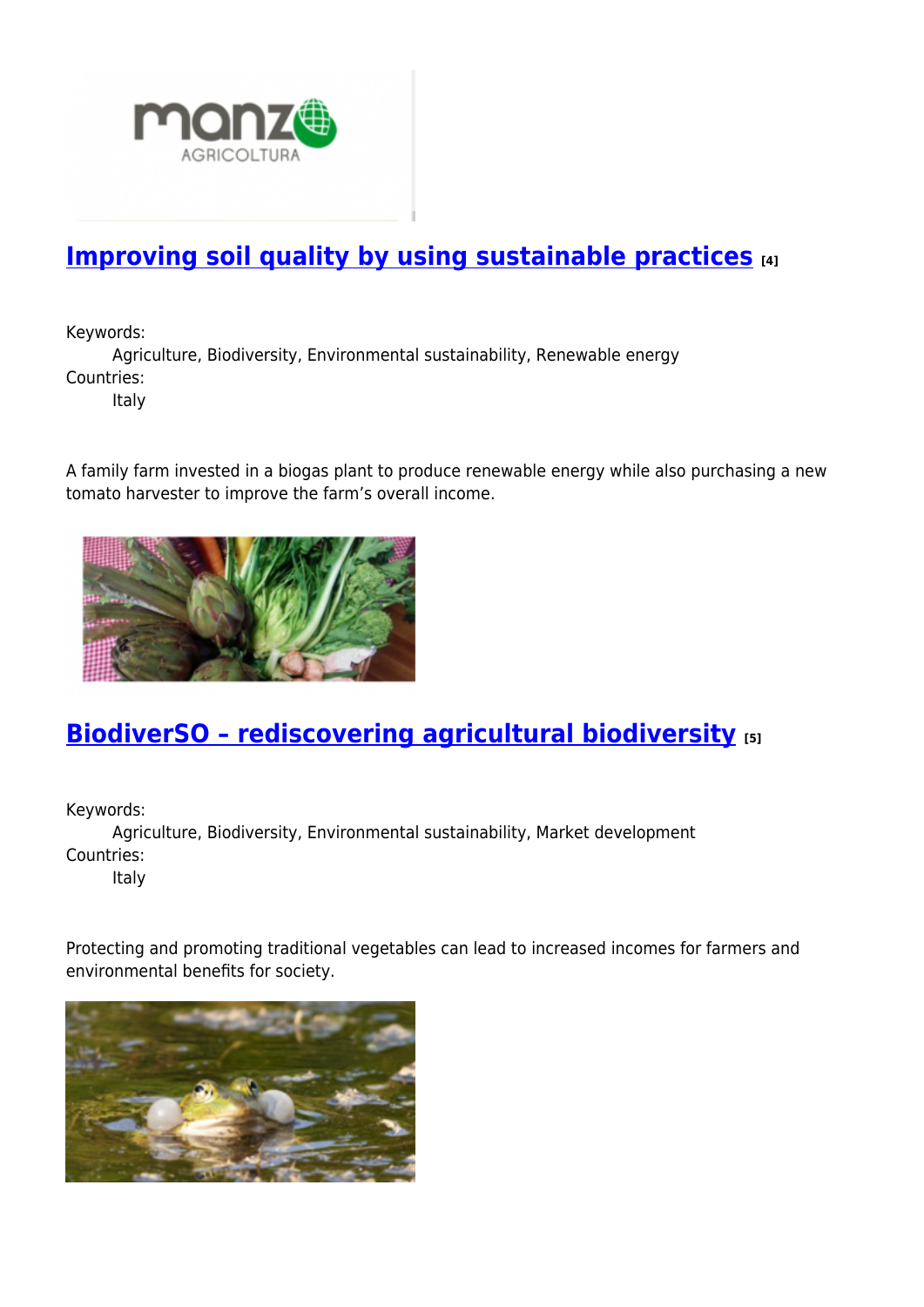## [Improving soil quality by using sustainable practices](#) [4]

Keywords:
Agriculture, Biodiversity, Environmental sustainability, Renewable energy

Countries:
Italy

A family farm invested in a biogas plant to produce renewable energy while also purchasing a new tomato harvester to improve the farm's overall income.

## [BiodiverSO – rediscovering agricultural biodiversity](#) [5]

Keywords:
Agriculture, Biodiversity, Environmental sustainability, Market development

Countries:
Italy

Protecting and promoting traditional vegetables can lead to increased incomes for farmers and environmental benefits for society.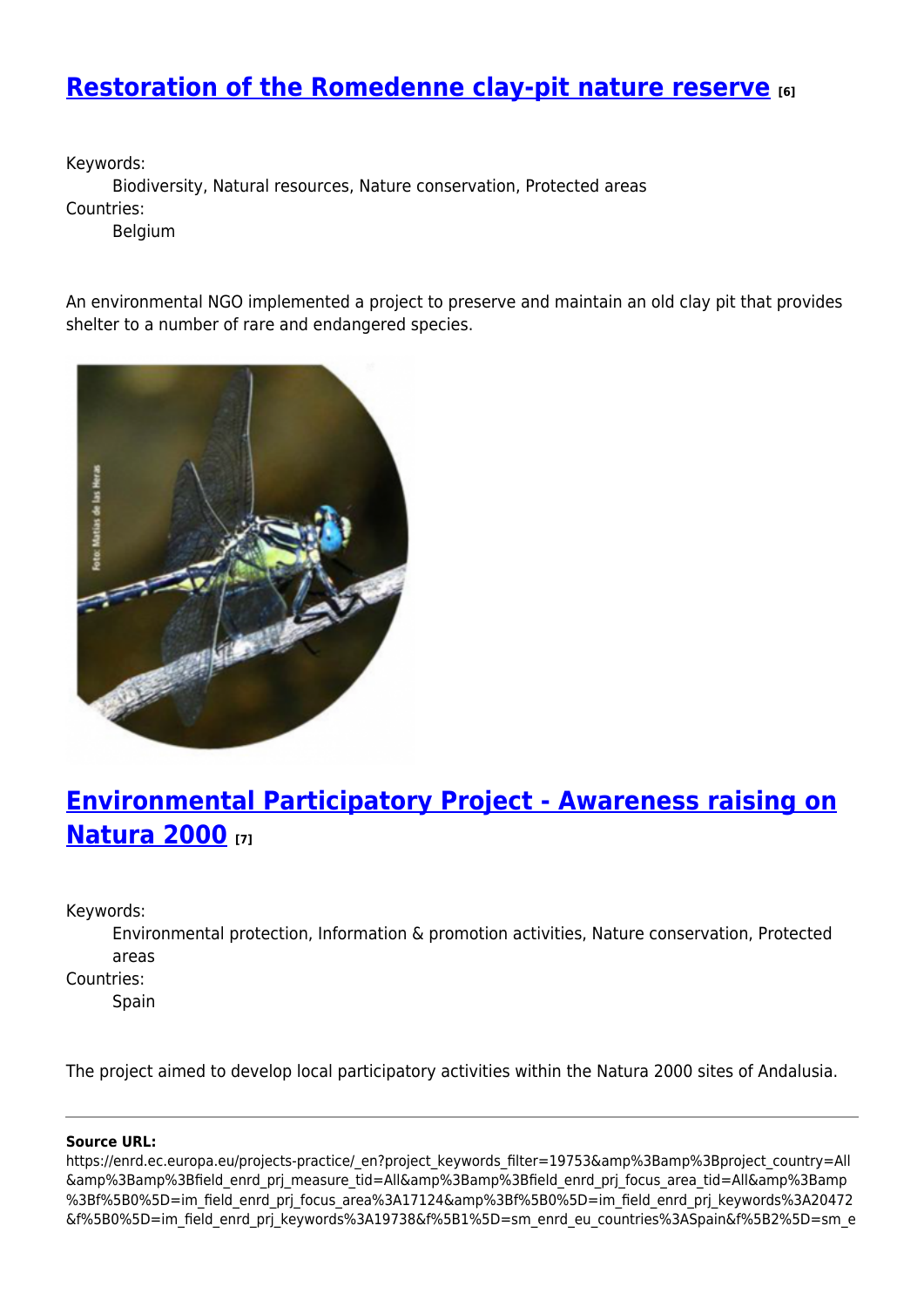## [Restoration of the Romedenne clay-pit nature reserve](#) [6]

Keywords:
    Biodiversity, Natural resources, Nature conservation, Protected areas
Countries:
    Belgium

An environmental NGO implemented a project to preserve and maintain an old clay pit that provides shelter to a number of rare and endangered species.

## [Environmental Participatory Project - Awareness raising on Natura 2000](#) [7]

Keywords:
    Environmental protection, Information & promotion activities, Nature conservation, Protected areas
Countries:
    Spain

The project aimed to develop local participatory activities within the Natura 2000 sites of Andalusia.

---

**Source URL:**
https://enrd.ec.europa.eu/projects-practice/_en?project_keywords_filter=19753&amp%3Bamp%3Bproject_country=All&amp%3Bamp%3Bfield_enrd_prj_measure_tid=All&amp%3Bamp%3Bfield_enrd_prj_focus_area_tid=All&amp%3Bamp%3Bf%5B0%5D=im_field_enrd_prj_focus_area%3A17124&amp%3Bf%5B0%5D=im_field_enrd_prj_keywords%3A20472&f%5B0%5D=im_field_enrd_prj_keywords%3A19738&f%5B1%5D=sm_enrd_eu_countries%3ASpain&f%5B2%5D=sm_e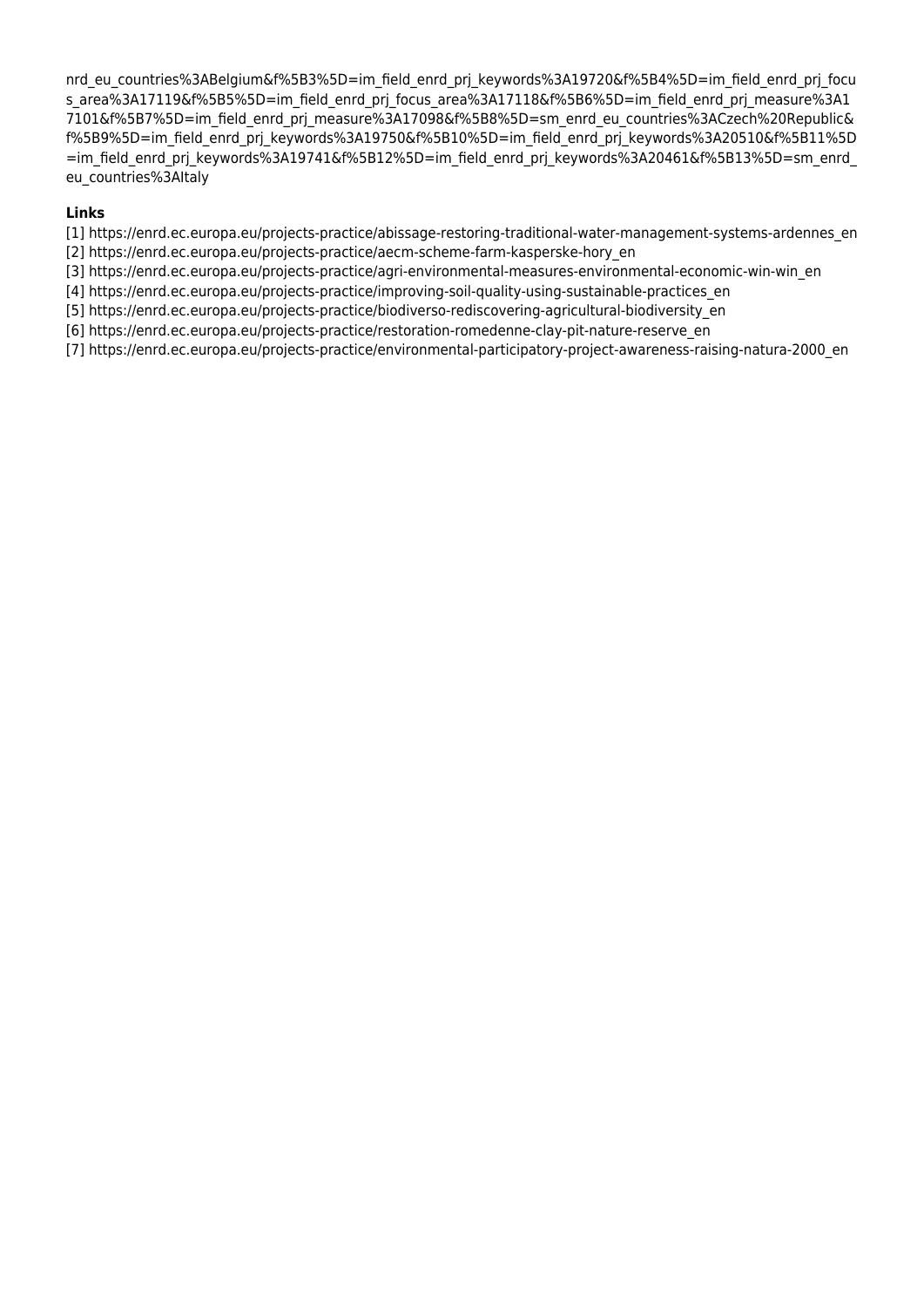nrd_eu_countries%3ABelgium&f%5B3%5D=im_field_enrd_prj_keywords%3A19720&f%5B4%5D=im_field_enrd_prj_focus_area%3A17119&f%5B5%5D=im_field_enrd_prj_focus_area%3A17118&f%5B6%5D=im_field_enrd_prj_measure%3A17101&f%5B7%5D=im_field_enrd_prj_measure%3A17098&f%5B8%5D=sm_enrd_eu_countries%3ACzech%20Republic&f%5B9%5D=im_field_enrd_prj_keywords%3A19750&f%5B10%5D=im_field_enrd_prj_keywords%3A20510&f%5B11%5D=im_field_enrd_prj_keywords%3A19741&f%5B12%5D=im_field_enrd_prj_keywords%3A20461&f%5B13%5D=sm_enrd_eu_countries%3AItaly

**Links**

[1] https://enrd.ec.europa.eu/projects-practice/abissage-restoring-traditional-water-management-systems-ardennes_en
[2] https://enrd.ec.europa.eu/projects-practice/aecm-scheme-farm-kasperske-hory_en
[3] https://enrd.ec.europa.eu/projects-practice/agri-environmental-measures-environmental-economic-win-win_en
[4] https://enrd.ec.europa.eu/projects-practice/improving-soil-quality-using-sustainable-practices_en
[5] https://enrd.ec.europa.eu/projects-practice/biodiverso-rediscovering-agricultural-biodiversity_en
[6] https://enrd.ec.europa.eu/projects-practice/restoration-romedenne-clay-pit-nature-reserve_en
[7] https://enrd.ec.europa.eu/projects-practice/environmental-participatory-project-awareness-raising-natura-2000_en